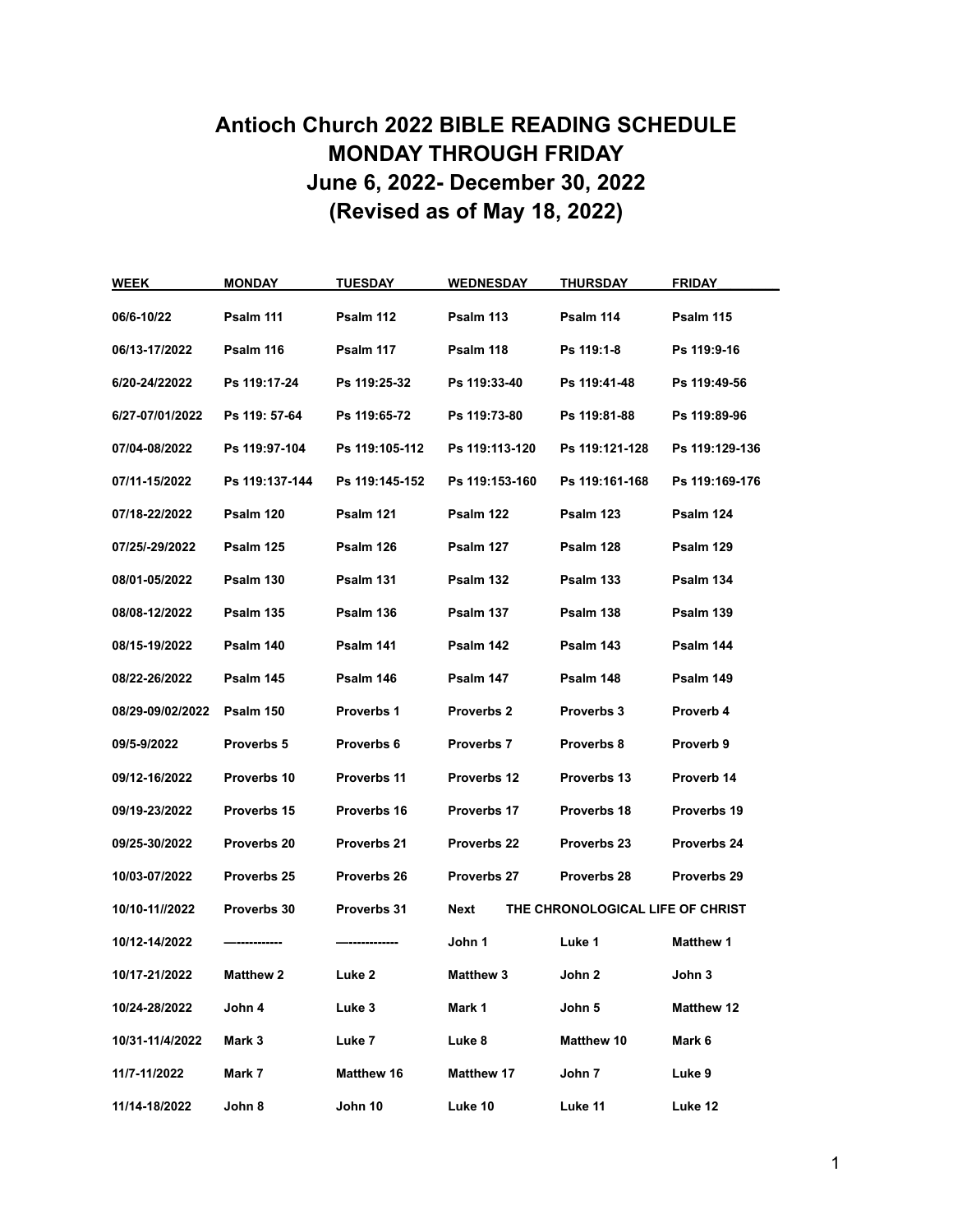# Antioch Church 2022 BIBLE READING SCHEDULE
# MONDAY THROUGH FRIDAY
# June 6, 2022- December 30, 2022
# (Revised as of May 18, 2022)

| WEEK | MONDAY | TUESDAY | WEDNESDAY | THURSDAY | FRIDAY |
|---|---|---|---|---|---|
| 06/6-10/22 | Psalm 111 | Psalm 112 | Psalm 113 | Psalm 114 | Psalm 115 |
| 06/13-17/2022 | Psalm 116 | Psalm 117 | Psalm 118 | Ps 119:1-8 | Ps 119:9-16 |
| 6/20-24/22022 | Ps 119:17-24 | Ps 119:25-32 | Ps 119:33-40 | Ps 119:41-48 | Ps 119:49-56 |
| 6/27-07/01/2022 | Ps 119: 57-64 | Ps 119:65-72 | Ps 119:73-80 | Ps 119:81-88 | Ps 119:89-96 |
| 07/04-08/2022 | Ps 119:97-104 | Ps 119:105-112 | Ps 119:113-120 | Ps 119:121-128 | Ps 119:129-136 |
| 07/11-15/2022 | Ps 119:137-144 | Ps 119:145-152 | Ps 119:153-160 | Ps 119:161-168 | Ps 119:169-176 |
| 07/18-22/2022 | Psalm 120 | Psalm 121 | Psalm 122 | Psalm 123 | Psalm 124 |
| 07/25/-29/2022 | Psalm 125 | Psalm 126 | Psalm 127 | Psalm 128 | Psalm 129 |
| 08/01-05/2022 | Psalm 130 | Psalm 131 | Psalm 132 | Psalm 133 | Psalm 134 |
| 08/08-12/2022 | Psalm 135 | Psalm 136 | Psalm 137 | Psalm 138 | Psalm 139 |
| 08/15-19/2022 | Psalm 140 | Psalm 141 | Psalm 142 | Psalm 143 | Psalm 144 |
| 08/22-26/2022 | Psalm 145 | Psalm 146 | Psalm 147 | Psalm 148 | Psalm 149 |
| 08/29-09/02/2022 | Psalm 150 | Proverbs 1 | Proverbs 2 | Proverbs 3 | Proverb 4 |
| 09/5-9/2022 | Proverbs 5 | Proverbs 6 | Proverbs 7 | Proverbs 8 | Proverb 9 |
| 09/12-16/2022 | Proverbs 10 | Proverbs 11 | Proverbs 12 | Proverbs 13 | Proverb 14 |
| 09/19-23/2022 | Proverbs 15 | Proverbs 16 | Proverbs 17 | Proverbs 18 | Proverbs 19 |
| 09/25-30/2022 | Proverbs 20 | Proverbs 21 | Proverbs 22 | Proverbs 23 | Proverbs 24 |
| 10/03-07/2022 | Proverbs 25 | Proverbs 26 | Proverbs 27 | Proverbs 28 | Proverbs 29 |
| 10/10-11//2022 | Proverbs 30 | Proverbs 31 | Next THE CHRONOLOGICAL LIFE OF CHRIST | | |
| 10/12-14/2022 | —------------ | —------------ | John 1 | Luke 1 | Matthew 1 |
| 10/17-21/2022 | Matthew 2 | Luke 2 | Matthew 3 | John 2 | John 3 |
| 10/24-28/2022 | John 4 | Luke 3 | Mark 1 | John 5 | Matthew 12 |
| 10/31-11/4/2022 | Mark 3 | Luke 7 | Luke 8 | Matthew 10 | Mark 6 |
| 11/7-11/2022 | Mark 7 | Matthew 16 | Matthew 17 | John 7 | Luke 9 |
| 11/14-18/2022 | John 8 | John 10 | Luke 10 | Luke 11 | Luke 12 |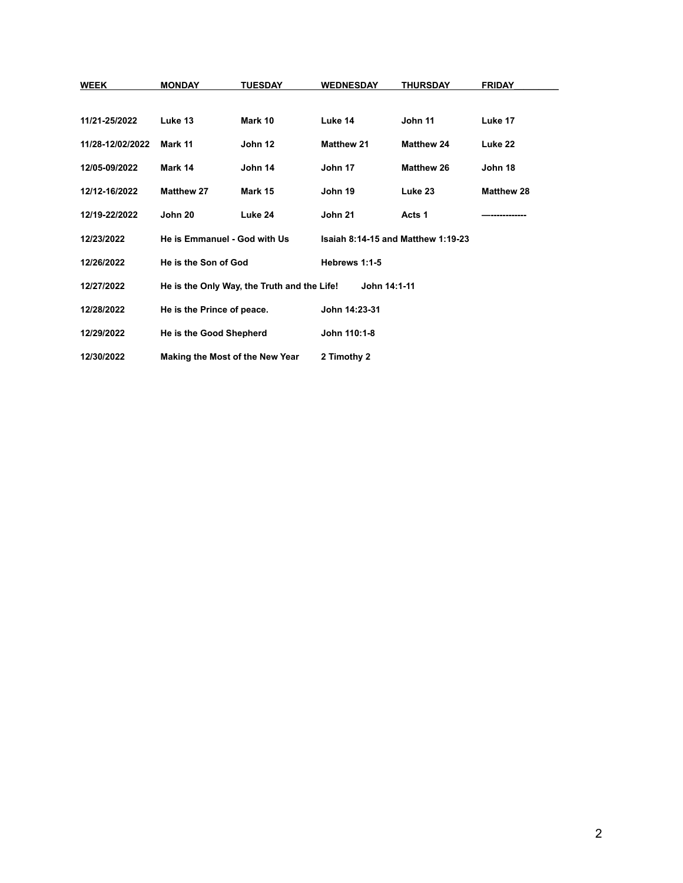| WEEK | MONDAY | TUESDAY | WEDNESDAY | THURSDAY | FRIDAY |
|---|---|---|---|---|---|
| **11/21-25/2022** | **Luke 13** | **Mark 10** | **Luke 14** | **John 11** | **Luke 17** |
| **11/28-12/02/2022** | **Mark 11** | **John 12** | **Matthew 21** | **Matthew 24** | **Luke 22** |
| **12/05-09/2022** | **Mark 14** | **John 14** | **John 17** | **Matthew 26** | **John 18** |
| **12/12-16/2022** | **Matthew 27** | **Mark 15** | **John 19** | **Luke 23** | **Matthew 28** |
| **12/19-22/2022** | **John 20** | **Luke 24** | **John 21** | **Acts 1** | **—-------------** |
| **12/23/2022** | **He is Emmanuel - God with Us** | | **Isaiah 8:14-15 and Matthew 1:19-23** | | |
| **12/26/2022** | **He is the Son of God** | | **Hebrews 1:1-5** | | |
| **12/27/2022** | **He is the Only Way, the Truth and the Life!** | | **John 14:1-11** | | |
| **12/28/2022** | **He is the Prince of peace.** | | **John 14:23-31** | | |
| **12/29/2022** | **He is the Good Shepherd** | | **John 110:1-8** | | |
| **12/30/2022** | **Making the Most of the New Year** | | **2 Timothy 2** | | |